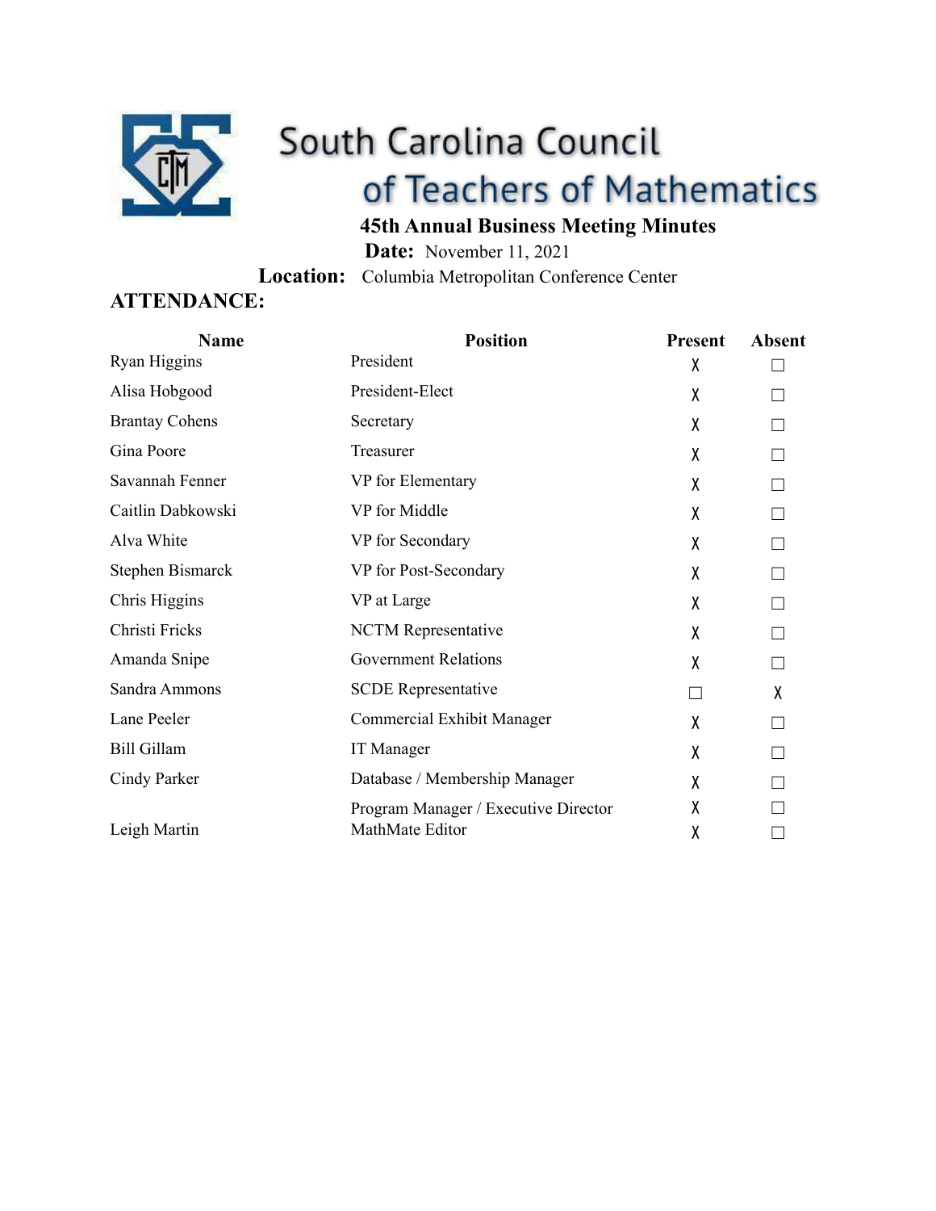# South Carolina Council of Teachers of Mathematics

## 45th Annual Business Meeting Minutes

**Date:** November 11, 2021

**Location:** Columbia Metropolitan Conference Center

**ATTENDANCE:**

| Name | Position | Present | Absent |
|---|---|---|---|
| Ryan Higgins | President | X | ☐ |
| Alisa Hobgood | President-Elect | X | ☐ |
| Brantay Cohens | Secretary | X | ☐ |
| Gina Poore | Treasurer | X | ☐ |
| Savannah Fenner | VP for Elementary | X | ☐ |
| Caitlin Dabkowski | VP for Middle | X | ☐ |
| Alva White | VP for Secondary | X | ☐ |
| Stephen Bismarck | VP for Post-Secondary | X | ☐ |
| Chris Higgins | VP at Large | X | ☐ |
| Christi Fricks | NCTM Representative | X | ☐ |
| Amanda Snipe | Government Relations | X | ☐ |
| Sandra Ammons | SCDE Representative | ☐ | X |
| Lane Peeler | Commercial Exhibit Manager | X | ☐ |
| Bill Gillam | IT Manager | X | ☐ |
| Cindy Parker | Database / Membership Manager | X | ☐ |
| | Program Manager / Executive Director | X | ☐ |
| Leigh Martin | MathMate Editor | X | ☐ |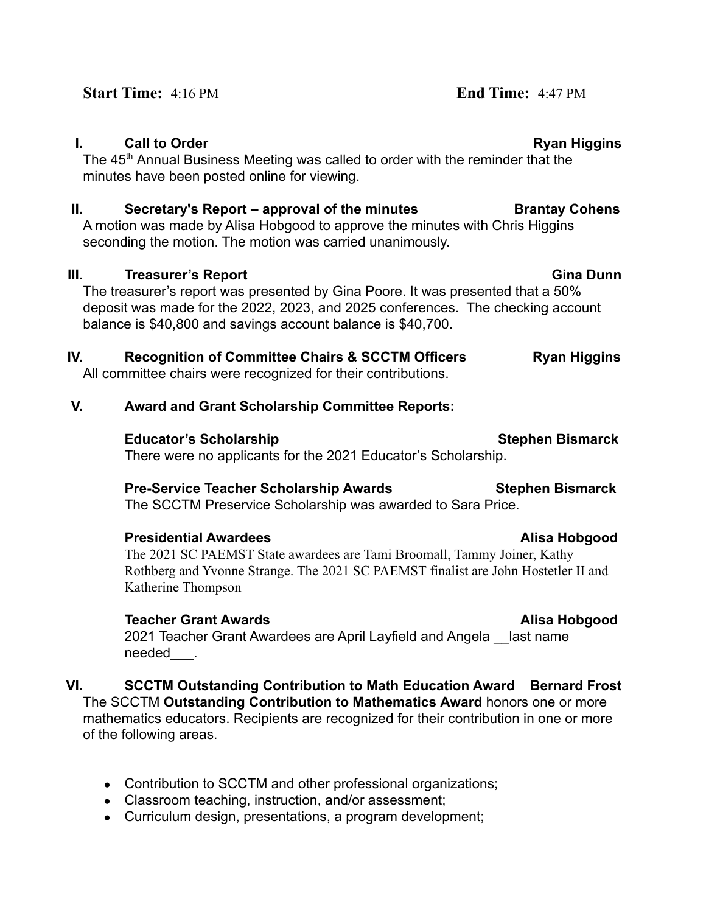**Start Time:** 4:16 PM **End Time:** 4:47 PM

## I. Call to Order — Ryan Higgins

The 45th Annual Business Meeting was called to order with the reminder that the minutes have been posted online for viewing.

## II. Secretary's Report – approval of the minutes — Brantay Cohens

A motion was made by Alisa Hobgood to approve the minutes with Chris Higgins seconding the motion. The motion was carried unanimously.

## III. Treasurer's Report — Gina Dunn

The treasurer's report was presented by Gina Poore. It was presented that a 50% deposit was made for the 2022, 2023, and 2025 conferences. The checking account balance is $40,800 and savings account balance is $40,700.

## IV. Recognition of Committee Chairs & SCCTM Officers — Ryan Higgins

All committee chairs were recognized for their contributions.

## V. Award and Grant Scholarship Committee Reports:

### Educator's Scholarship — Stephen Bismarck

There were no applicants for the 2021 Educator's Scholarship.

### Pre-Service Teacher Scholarship Awards — Stephen Bismarck

The SCCTM Preservice Scholarship was awarded to Sara Price.

### Presidential Awardees — Alisa Hobgood

The 2021 SC PAEMST State awardees are Tami Broomall, Tammy Joiner, Kathy Rothberg and Yvonne Strange. The 2021 SC PAEMST finalist are John Hostetler II and Katherine Thompson

### Teacher Grant Awards — Alisa Hobgood

2021 Teacher Grant Awardees are April Layfield and Angela __last name needed___.

## VI. SCCTM Outstanding Contribution to Math Education Award — Bernard Frost

The SCCTM **Outstanding Contribution to Mathematics Award** honors one or more mathematics educators. Recipients are recognized for their contribution in one or more of the following areas.

- Contribution to SCCTM and other professional organizations;
- Classroom teaching, instruction, and/or assessment;
- Curriculum design, presentations, a program development;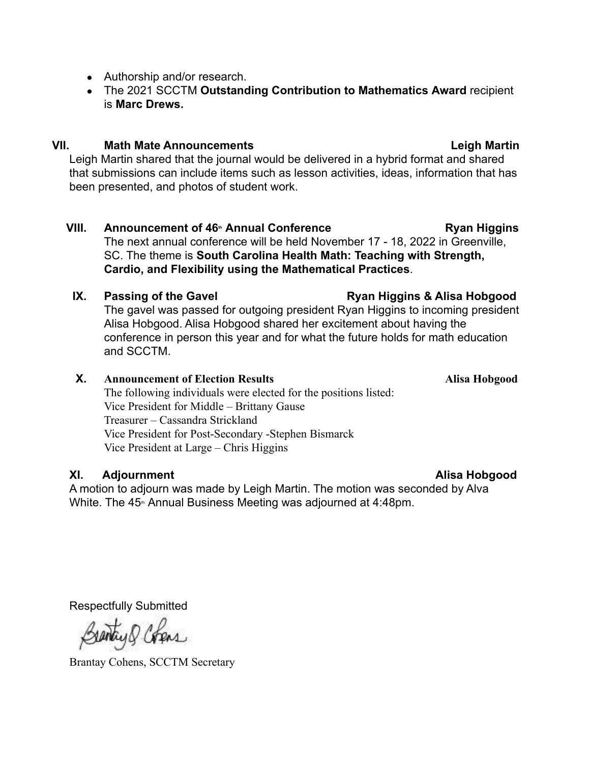- Authorship and/or research.
- The 2021 SCCTM **Outstanding Contribution to Mathematics Award** recipient is **Marc Drews.**

## VII. Math Mate Announcements — Leigh Martin

Leigh Martin shared that the journal would be delivered in a hybrid format and shared that submissions can include items such as lesson activities, ideas, information that has been presented, and photos of student work.

## VIII. Announcement of 46th Annual Conference — Ryan Higgins

The next annual conference will be held November 17 - 18, 2022 in Greenville, SC. The theme is **South Carolina Health Math: Teaching with Strength, Cardio, and Flexibility using the Mathematical Practices**.

## IX. Passing of the Gavel — Ryan Higgins & Alisa Hobgood

The gavel was passed for outgoing president Ryan Higgins to incoming president Alisa Hobgood. Alisa Hobgood shared her excitement about having the conference in person this year and for what the future holds for math education and SCCTM.

## X. Announcement of Election Results — Alisa Hobgood

The following individuals were elected for the positions listed:
Vice President for Middle – Brittany Gause
Treasurer – Cassandra Strickland
Vice President for Post-Secondary -Stephen Bismarck
Vice President at Large – Chris Higgins

## XI. Adjournment — Alisa Hobgood

A motion to adjourn was made by Leigh Martin. The motion was seconded by Alva White. The 45th Annual Business Meeting was adjourned at 4:48pm.

Respectfully Submitted

Brantay Cohens, SCCTM Secretary